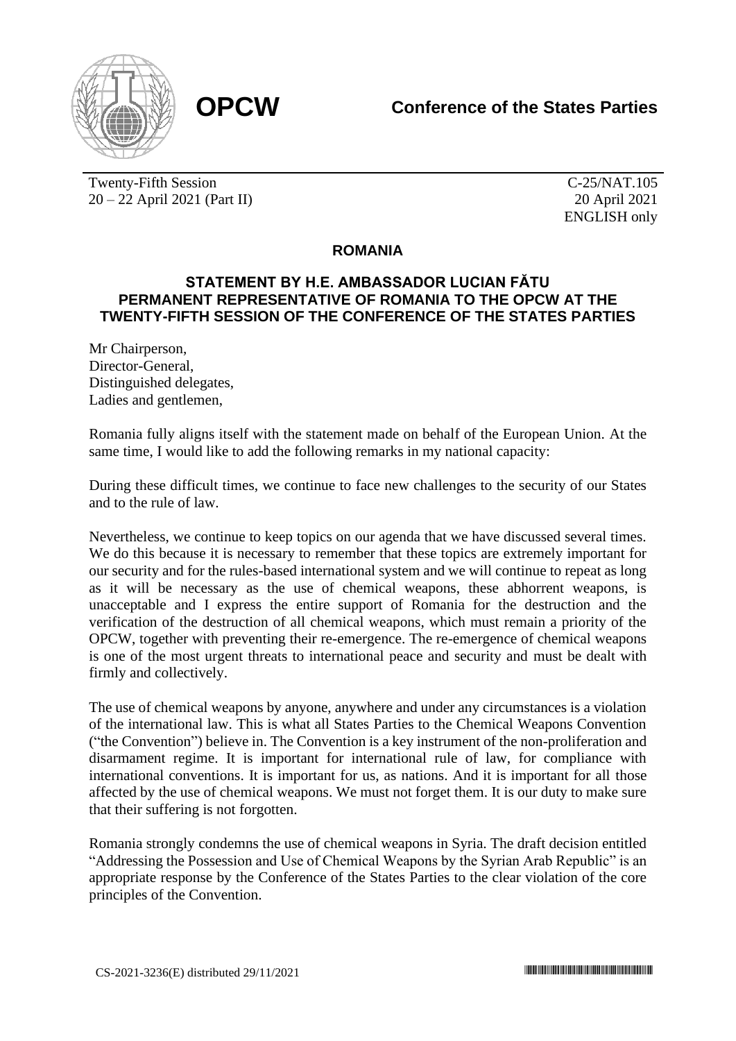**OPCW**

**Conference of the States Parties**

Twenty-Fifth Session
20 – 22 April 2021 (Part II)

C-25/NAT.105
20 April 2021
ENGLISH only

## ROMANIA

### STATEMENT BY H.E. AMBASSADOR LUCIAN FĂTU PERMANENT REPRESENTATIVE OF ROMANIA TO THE OPCW AT THE TWENTY-FIFTH SESSION OF THE CONFERENCE OF THE STATES PARTIES

Mr Chairperson,
Director-General,
Distinguished delegates,
Ladies and gentlemen,

Romania fully aligns itself with the statement made on behalf of the European Union. At the same time, I would like to add the following remarks in my national capacity:

During these difficult times, we continue to face new challenges to the security of our States and to the rule of law.

Nevertheless, we continue to keep topics on our agenda that we have discussed several times. We do this because it is necessary to remember that these topics are extremely important for our security and for the rules-based international system and we will continue to repeat as long as it will be necessary as the use of chemical weapons, these abhorrent weapons, is unacceptable and I express the entire support of Romania for the destruction and the verification of the destruction of all chemical weapons, which must remain a priority of the OPCW, together with preventing their re-emergence. The re-emergence of chemical weapons is one of the most urgent threats to international peace and security and must be dealt with firmly and collectively.

The use of chemical weapons by anyone, anywhere and under any circumstances is a violation of the international law. This is what all States Parties to the Chemical Weapons Convention ("the Convention") believe in. The Convention is a key instrument of the non-proliferation and disarmament regime. It is important for international rule of law, for compliance with international conventions. It is important for us, as nations. And it is important for all those affected by the use of chemical weapons. We must not forget them. It is our duty to make sure that their suffering is not forgotten.

Romania strongly condemns the use of chemical weapons in Syria. The draft decision entitled "Addressing the Possession and Use of Chemical Weapons by the Syrian Arab Republic" is an appropriate response by the Conference of the States Parties to the clear violation of the core principles of the Convention.

CS-2021-3236(E) distributed 29/11/2021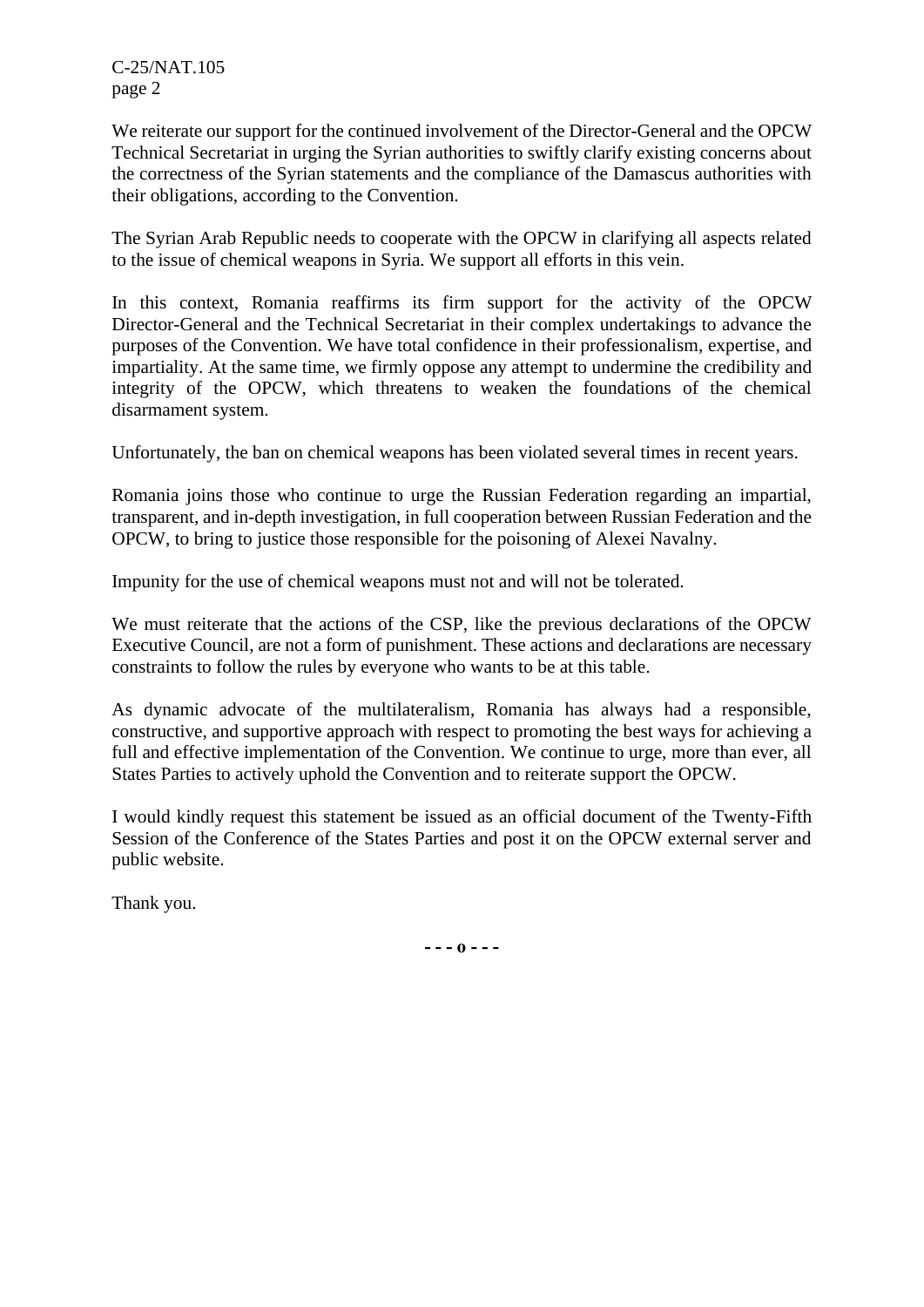We reiterate our support for the continued involvement of the Director-General and the OPCW Technical Secretariat in urging the Syrian authorities to swiftly clarify existing concerns about the correctness of the Syrian statements and the compliance of the Damascus authorities with their obligations, according to the Convention.

The Syrian Arab Republic needs to cooperate with the OPCW in clarifying all aspects related to the issue of chemical weapons in Syria. We support all efforts in this vein.

In this context, Romania reaffirms its firm support for the activity of the OPCW Director-General and the Technical Secretariat in their complex undertakings to advance the purposes of the Convention. We have total confidence in their professionalism, expertise, and impartiality. At the same time, we firmly oppose any attempt to undermine the credibility and integrity of the OPCW, which threatens to weaken the foundations of the chemical disarmament system.

Unfortunately, the ban on chemical weapons has been violated several times in recent years.

Romania joins those who continue to urge the Russian Federation regarding an impartial, transparent, and in-depth investigation, in full cooperation between Russian Federation and the OPCW, to bring to justice those responsible for the poisoning of Alexei Navalny.

Impunity for the use of chemical weapons must not and will not be tolerated.

We must reiterate that the actions of the CSP, like the previous declarations of the OPCW Executive Council, are not a form of punishment. These actions and declarations are necessary constraints to follow the rules by everyone who wants to be at this table.

As dynamic advocate of the multilateralism, Romania has always had a responsible, constructive, and supportive approach with respect to promoting the best ways for achieving a full and effective implementation of the Convention. We continue to urge, more than ever, all States Parties to actively uphold the Convention and to reiterate support the OPCW.

I would kindly request this statement be issued as an official document of the Twenty-Fifth Session of the Conference of the States Parties and post it on the OPCW external server and public website.

Thank you.

**- - - o - - -**